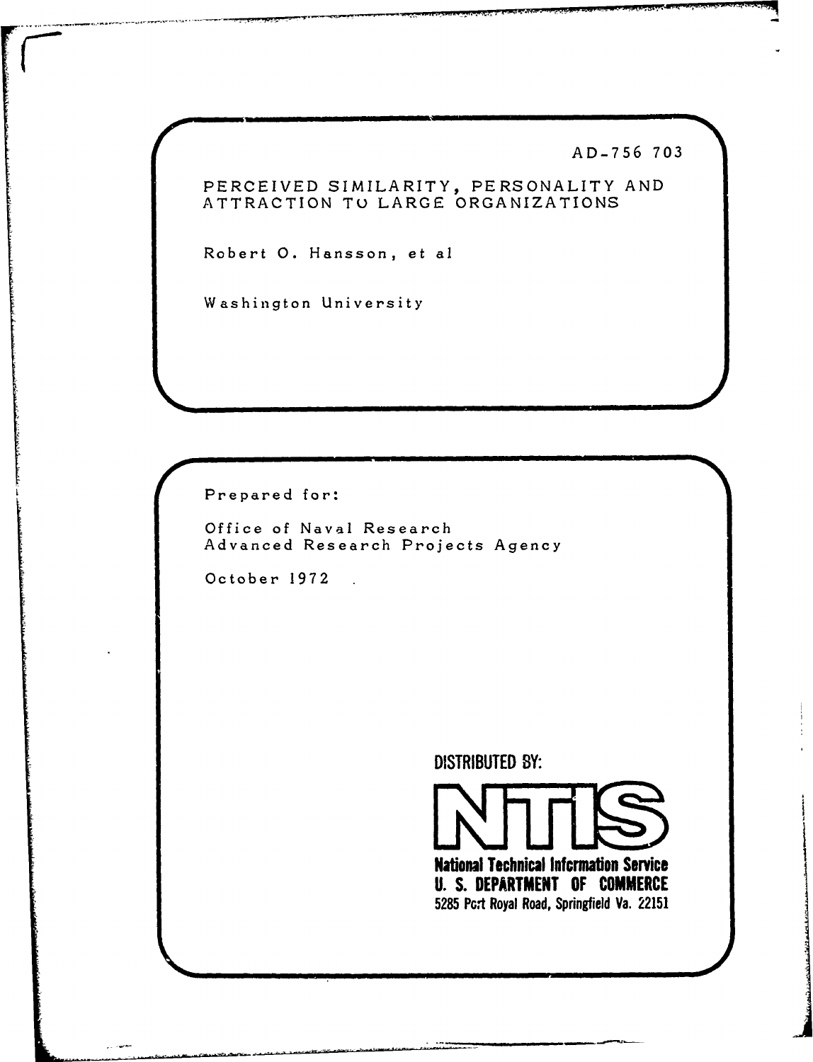AD-756 703

# PERCEIVED SIMILARITY, PERSONALITY AND ATTRACTION TO LARGE ORGANIZATIONS

Robert O. Hansson, et al

Washington University

Prepared for:

Office of Naval Research
Advanced Research Projects Agency

October 1972

DISTRIBUTED BY:

**NTIS**

**National Technical Information Service**
**U. S. DEPARTMENT OF COMMERCE**
5285 Port Royal Road, Springfield Va. 22151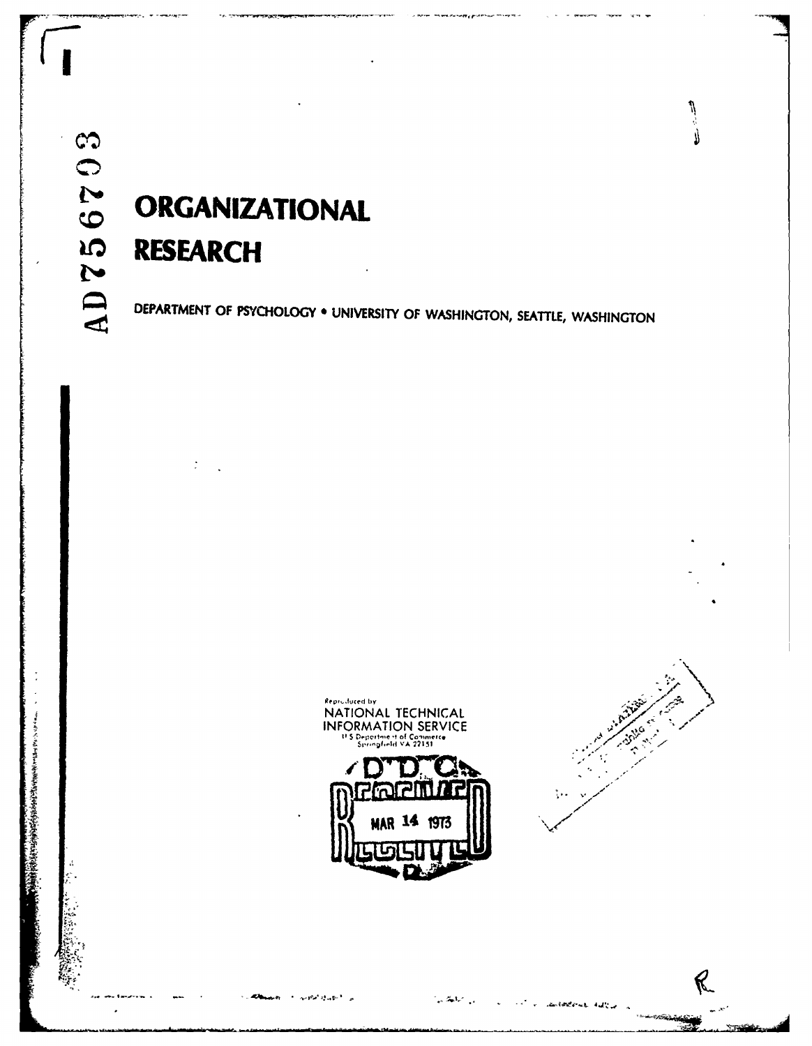AD756703

# ORGANIZATIONAL RESEARCH

DEPARTMENT OF PSYCHOLOGY • UNIVERSITY OF WASHINGTON, SEATTLE, WASHINGTON

Reproduced by
NATIONAL TECHNICAL
INFORMATION SERVICE
U S Department of Commerce
Springfield VA 22151

DDC
RECEIVED
MAR 14 1973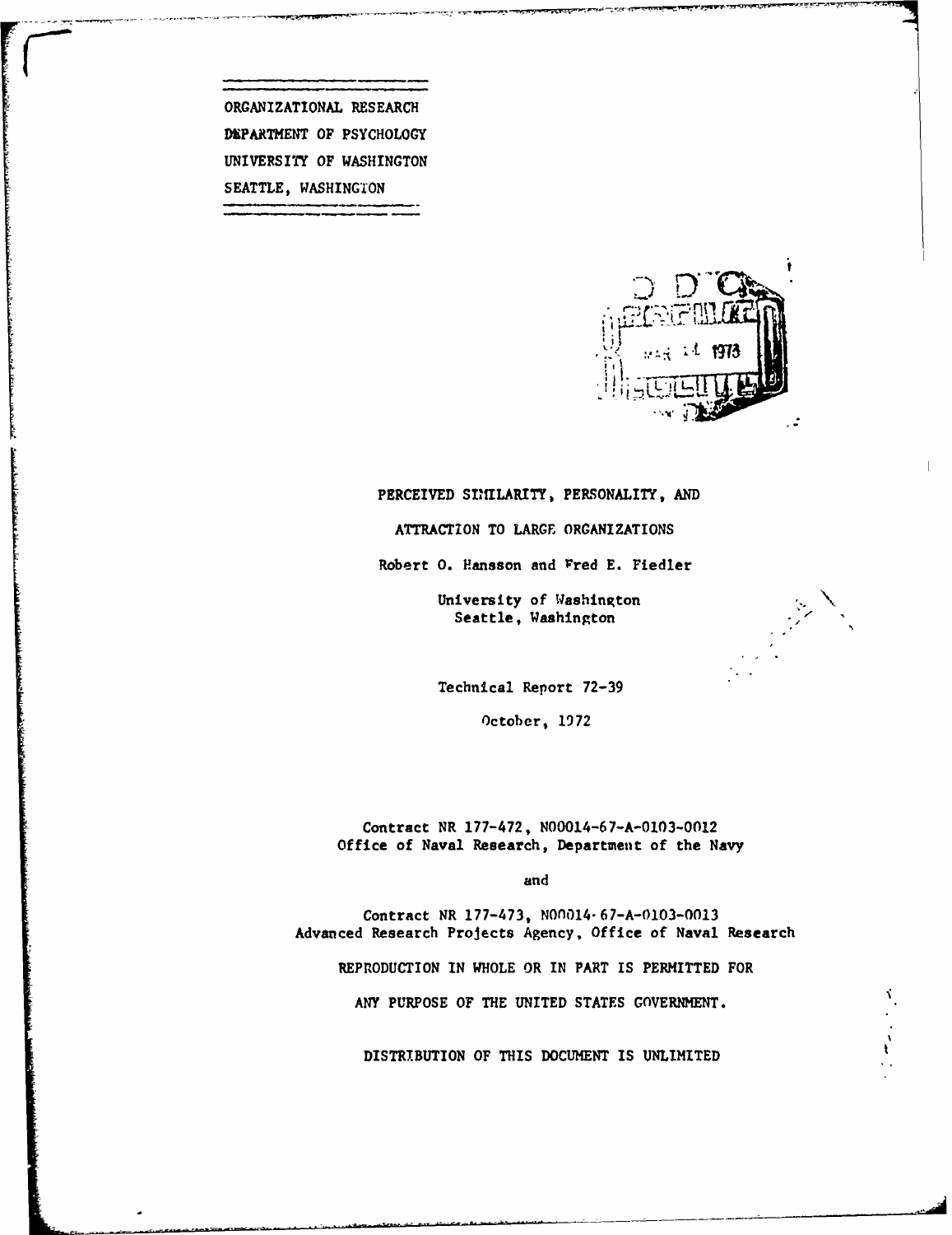ORGANIZATIONAL RESEARCH
DEPARTMENT OF PSYCHOLOGY
UNIVERSITY OF WASHINGTON
SEATTLE, WASHINGTON

# PERCEIVED SIMILARITY, PERSONALITY, AND ATTRACTION TO LARGE ORGANIZATIONS

Robert O. Hansson and Fred E. Fiedler

University of Washington
Seattle, Washington

Technical Report 72-39

October, 1972

Contract NR 177-472, N00014-67-A-0103-0012
Office of Naval Research, Department of the Navy

and

Contract NR 177-473, N00014-67-A-0103-0013
Advanced Research Projects Agency, Office of Naval Research

REPRODUCTION IN WHOLE OR IN PART IS PERMITTED FOR ANY PURPOSE OF THE UNITED STATES GOVERNMENT.

DISTRIBUTION OF THIS DOCUMENT IS UNLIMITED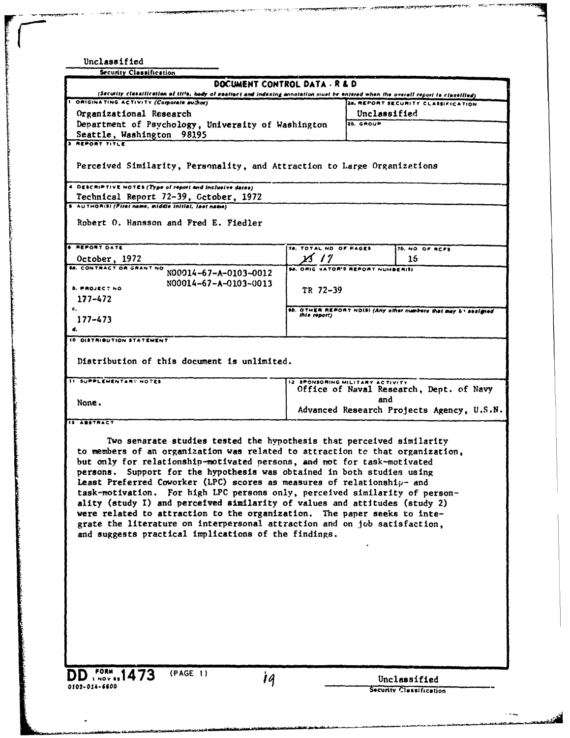Unclassified

Security Classification

**DOCUMENT CONTROL DATA - R & D**

*(Security classification of title, body of abstract and indexing annotation must be entered when the overall report is classified)*

| | | |
|---|---|---|
| 1. ORIGINATING ACTIVITY (Corporate author) Organizational Research Department of Psychology, University of Washington Seattle, Washington 98195 | 2a. REPORT SECURITY CLASSIFICATION Unclassified | 2b. GROUP |
| 3. REPORT TITLE Perceived Similarity, Personality, and Attraction to Large Organizations | | |
| 4. DESCRIPTIVE NOTES (Type of report and inclusive dates) Technical Report 72-39, October, 1972 | | |
| 5. AUTHOR(S) (First name, middle initial, last name) Robert O. Hansson and Fred E. Fiedler | | |
| 6. REPORT DATE October, 1972 | 7a. TOTAL NO. OF PAGES ~~15~~ 17 | 7b. NO. OF REFS 15 |
| 8a. CONTRACT OR GRANT NO. N00014-67-A-0103-0012 N00014-67-A-0103-0013 b. PROJECT NO. 177-472 c. 177-473 d. | 9a. ORIGINATOR'S REPORT NUMBER(S) TR 72-39 | |
| | 9b. OTHER REPORT NO(S) (Any other numbers that may be assigned this report) | |
| 10. DISTRIBUTION STATEMENT Distribution of this document is unlimited. | | |
| 11. SUPPLEMENTARY NOTES None. | 12. SPONSORING MILITARY ACTIVITY Office of Naval Research, Dept. of Navy and Advanced Research Projects Agency, U.S.N. | |

13. ABSTRACT

Two separate studies tested the hypothesis that perceived similarity to members of an organization was related to attraction to that organization, but only for relationship-motivated persons, and not for task-motivated persons. Support for the hypothesis was obtained in both studies using Least Preferred Coworker (LPC) scores as measures of relationship- and task-motivation. For high LPC persons only, perceived similarity of personality (study I) and perceived similarity of values and attitudes (study 2) were related to attraction to the organization. The paper seeks to integrate the literature on interpersonal attraction and on job satisfaction, and suggests practical implications of the findings.

DD FORM 1 NOV 65 1473 (PAGE 1)

0102-014-6600

Unclassified

Security Classification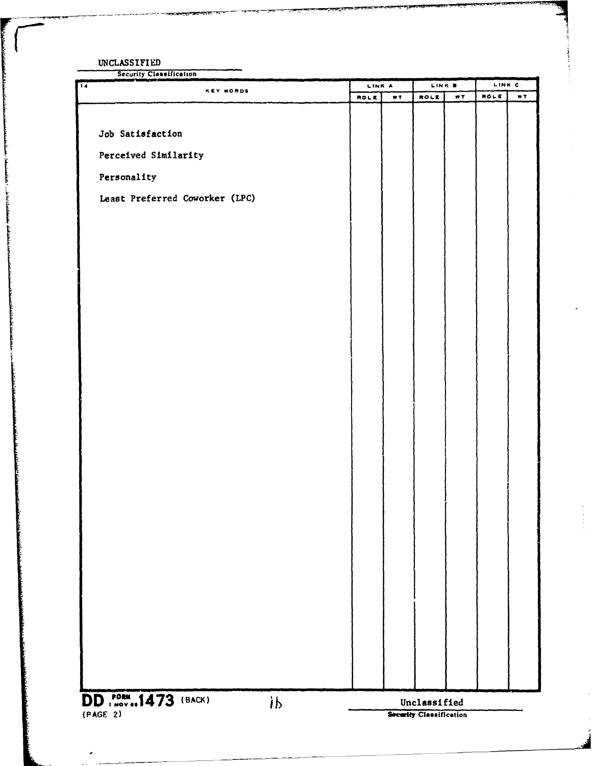UNCLASSIFIED

Security Classification

| 14 KEY WORDS | LINK A | | LINK B | | LINK C | |
|---|---|---|---|---|---|---|
| | ROLE | WT | ROLE | WT | ROLE | WT |
| Job Satisfaction | | | | | | |
| Perceived Similarity | | | | | | |
| Personality | | | | | | |
| Least Preferred Coworker (LPC) | | | | | | |

DD FORM 1473 (BACK) 1 NOV 65

(PAGE 2)

Unclassified

Security Classification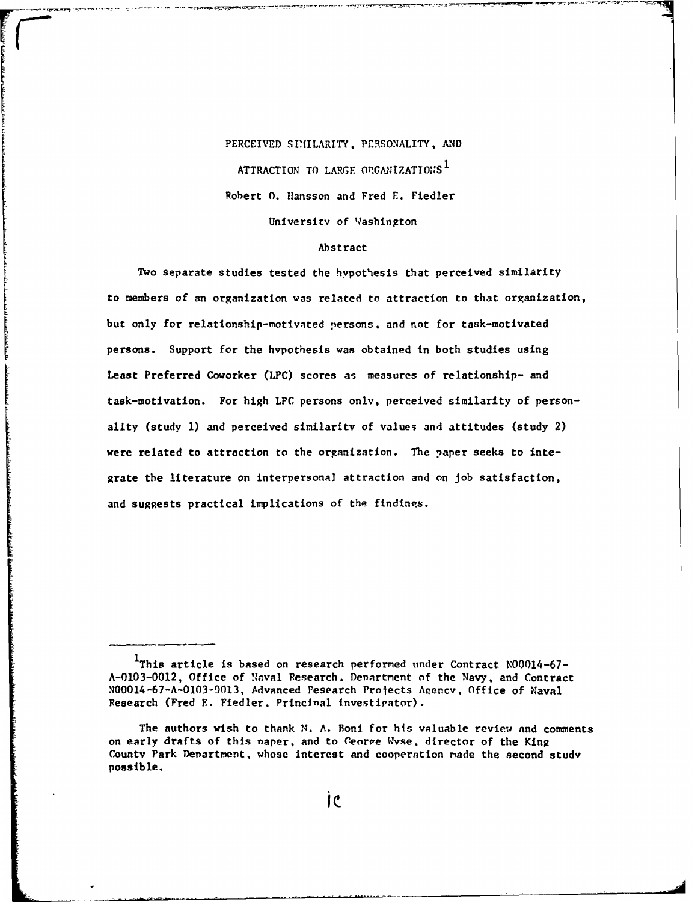# PERCEIVED SIMILARITY, PERSONALITY, AND ATTRACTION TO LARGE ORGANIZATIONS[1]

Robert O. Hansson and Fred E. Fiedler

University of Washington

## Abstract

Two separate studies tested the hypothesis that perceived similarity to members of an organization was related to attraction to that organization, but only for relationship-motivated persons, and not for task-motivated persons. Support for the hypothesis was obtained in both studies using Least Preferred Coworker (LPC) scores as measures of relationship- and task-motivation. For high LPC persons only, perceived similarity of personality (study 1) and perceived similarity of values and attitudes (study 2) were related to attraction to the organization. The paper seeks to integrate the literature on interpersonal attraction and on job satisfaction, and suggests practical implications of the findings.

---

[1]This article is based on research performed under Contract N00014-67-A-0103-0012, Office of Naval Research, Department of the Navy, and Contract N00014-67-A-0103-0013, Advanced Research Projects Agency, Office of Naval Research (Fred E. Fiedler, Principal investigator).

The authors wish to thank M. A. Boni for his valuable review and comments on early drafts of this paper, and to George Wyse, director of the King County Park Department, whose interest and cooperation made the second study possible.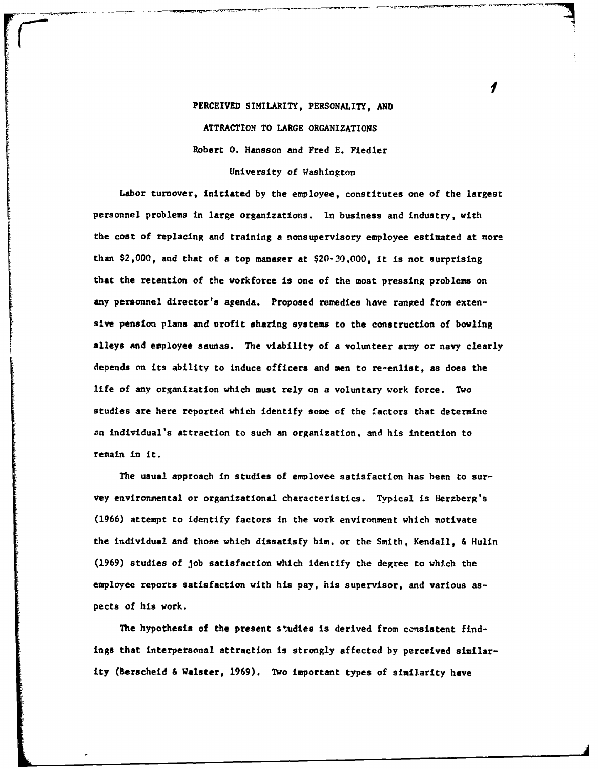# PERCEIVED SIMILARITY, PERSONALITY, AND ATTRACTION TO LARGE ORGANIZATIONS

Robert O. Hansson and Fred E. Fiedler

University of Washington

Labor turnover, initiated by the employee, constitutes one of the largest personnel problems in large organizations. In business and industry, with the cost of replacing and training a nonsupervisory employee estimated at more than $2,000, and that of a top manager at $20-30,000, it is not surprising that the retention of the workforce is one of the most pressing problems on any personnel director's agenda. Proposed remedies have ranged from extensive pension plans and profit sharing systems to the construction of bowling alleys and employee saunas. The viability of a volunteer army or navy clearly depends on its ability to induce officers and men to re-enlist, as does the life of any organization which must rely on a voluntary work force. Two studies are here reported which identify some of the factors that determine an individual's attraction to such an organization, and his intention to remain in it.

The usual approach in studies of employee satisfaction has been to survey environmental or organizational characteristics. Typical is Herzberg's (1966) attempt to identify factors in the work environment which motivate the individual and those which dissatisfy him, or the Smith, Kendall, & Hulin (1969) studies of job satisfaction which identify the degree to which the employee reports satisfaction with his pay, his supervisor, and various aspects of his work.

The hypothesis of the present studies is derived from consistent findings that interpersonal attraction is strongly affected by perceived similarity (Berscheid & Walster, 1969). Two important types of similarity have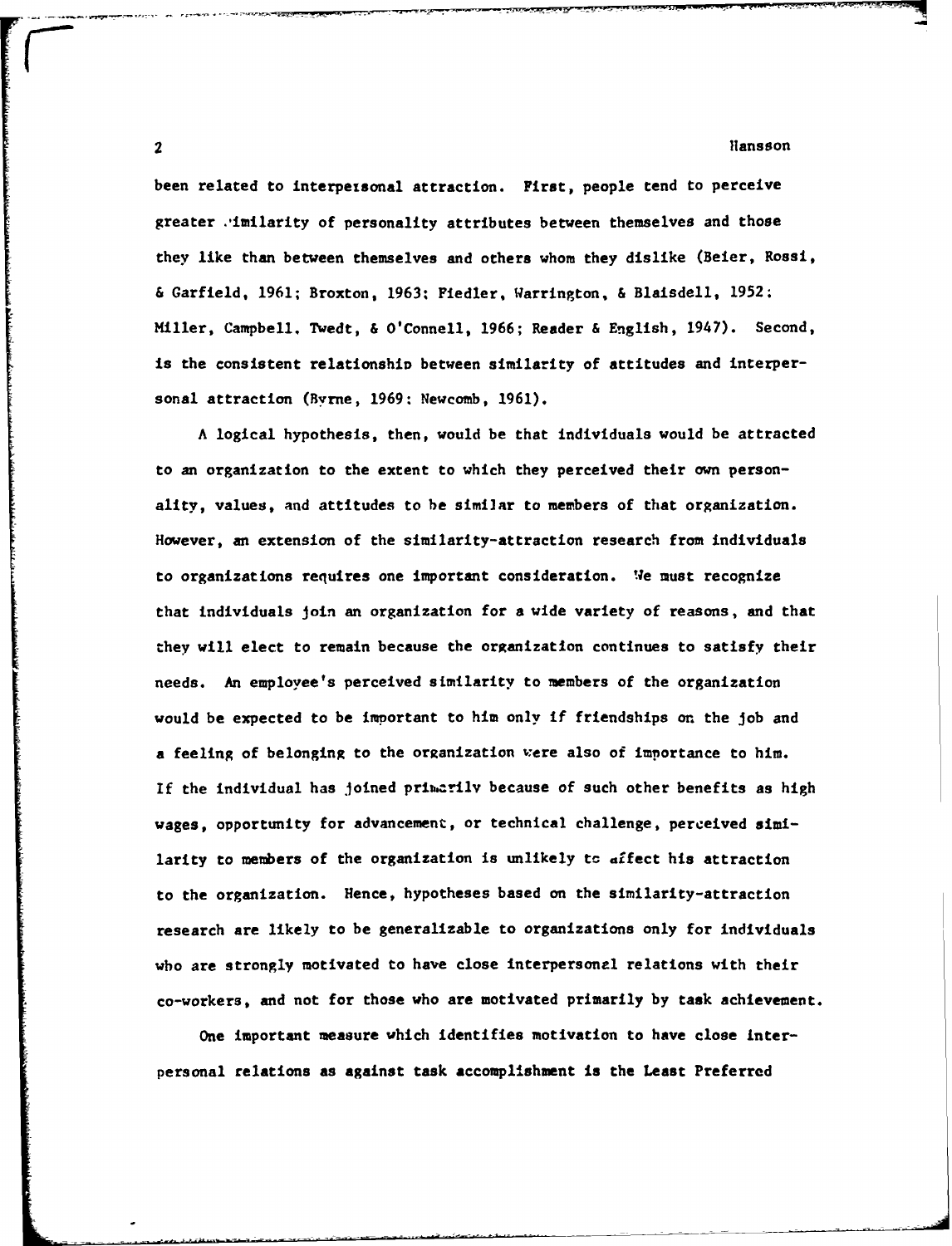been related to interpersonal attraction. First, people tend to perceive greater similarity of personality attributes between themselves and those they like than between themselves and others whom they dislike (Beier, Rossi, & Garfield, 1961; Broxton, 1963; Fiedler, Warrington, & Blaisdell, 1952; Miller, Campbell, Twedt, & O'Connell, 1966; Reader & English, 1947). Second, is the consistent relationship between similarity of attitudes and interpersonal attraction (Byrne, 1969; Newcomb, 1961).

A logical hypothesis, then, would be that individuals would be attracted to an organization to the extent to which they perceived their own personality, values, and attitudes to be similar to members of that organization. However, an extension of the similarity-attraction research from individuals to organizations requires one important consideration. We must recognize that individuals join an organization for a wide variety of reasons, and that they will elect to remain because the organization continues to satisfy their needs. An employee's perceived similarity to members of the organization would be expected to be important to him only if friendships on the job and a feeling of belonging to the organization were also of importance to him. If the individual has joined primarily because of such other benefits as high wages, opportunity for advancement, or technical challenge, perceived similarity to members of the organization is unlikely to affect his attraction to the organization. Hence, hypotheses based on the similarity-attraction research are likely to be generalizable to organizations only for individuals who are strongly motivated to have close interpersonal relations with their co-workers, and not for those who are motivated primarily by task achievement.

One important measure which identifies motivation to have close interpersonal relations as against task accomplishment is the Least Preferred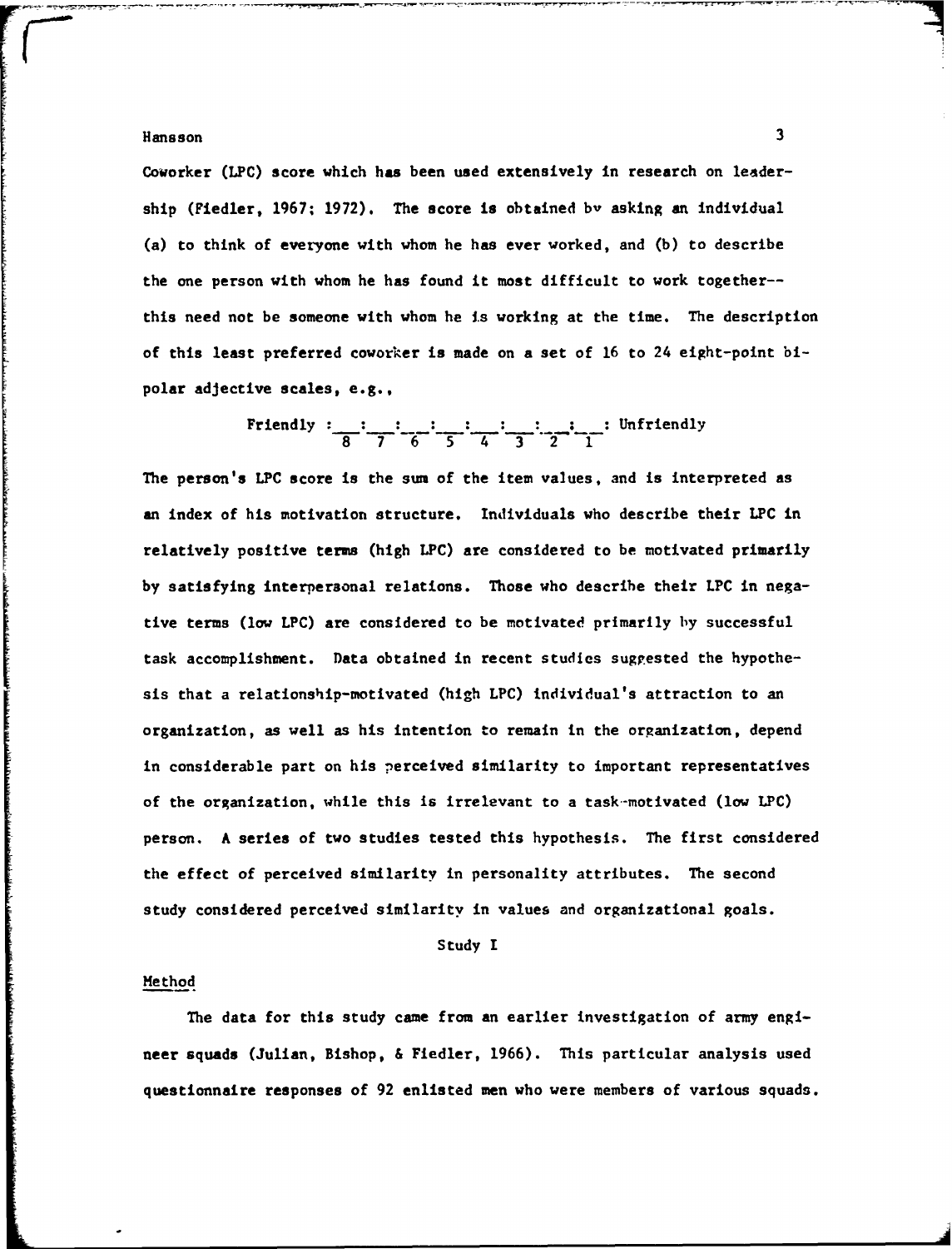Coworker (LPC) score which has been used extensively in research on leadership (Fiedler, 1967; 1972). The score is obtained by asking an individual (a) to think of everyone with whom he has ever worked, and (b) to describe the one person with whom he has found it most difficult to work together--this need not be someone with whom he is working at the time. The description of this least preferred coworker is made on a set of 16 to 24 eight-point bipolar adjective scales, e.g.,

Friendly :___:___:___:___:___:___:___:___: Unfriendly
            8    7    6    5    4    3    2    1

The person's LPC score is the sum of the item values, and is interpreted as an index of his motivation structure. Individuals who describe their LPC in relatively positive terms (high LPC) are considered to be motivated primarily by satisfying interpersonal relations. Those who describe their LPC in negative terms (low LPC) are considered to be motivated primarily by successful task accomplishment. Data obtained in recent studies suggested the hypothesis that a relationship-motivated (high LPC) individual's attraction to an organization, as well as his intention to remain in the organization, depend in considerable part on his perceived similarity to important representatives of the organization, while this is irrelevant to a task-motivated (low LPC) person. A series of two studies tested this hypothesis. The first considered the effect of perceived similarity in personality attributes. The second study considered perceived similarity in values and organizational goals.

## Study I

### Method

The data for this study came from an earlier investigation of army engineer squads (Julian, Bishop, & Fiedler, 1966). This particular analysis used questionnaire responses of 92 enlisted men who were members of various squads.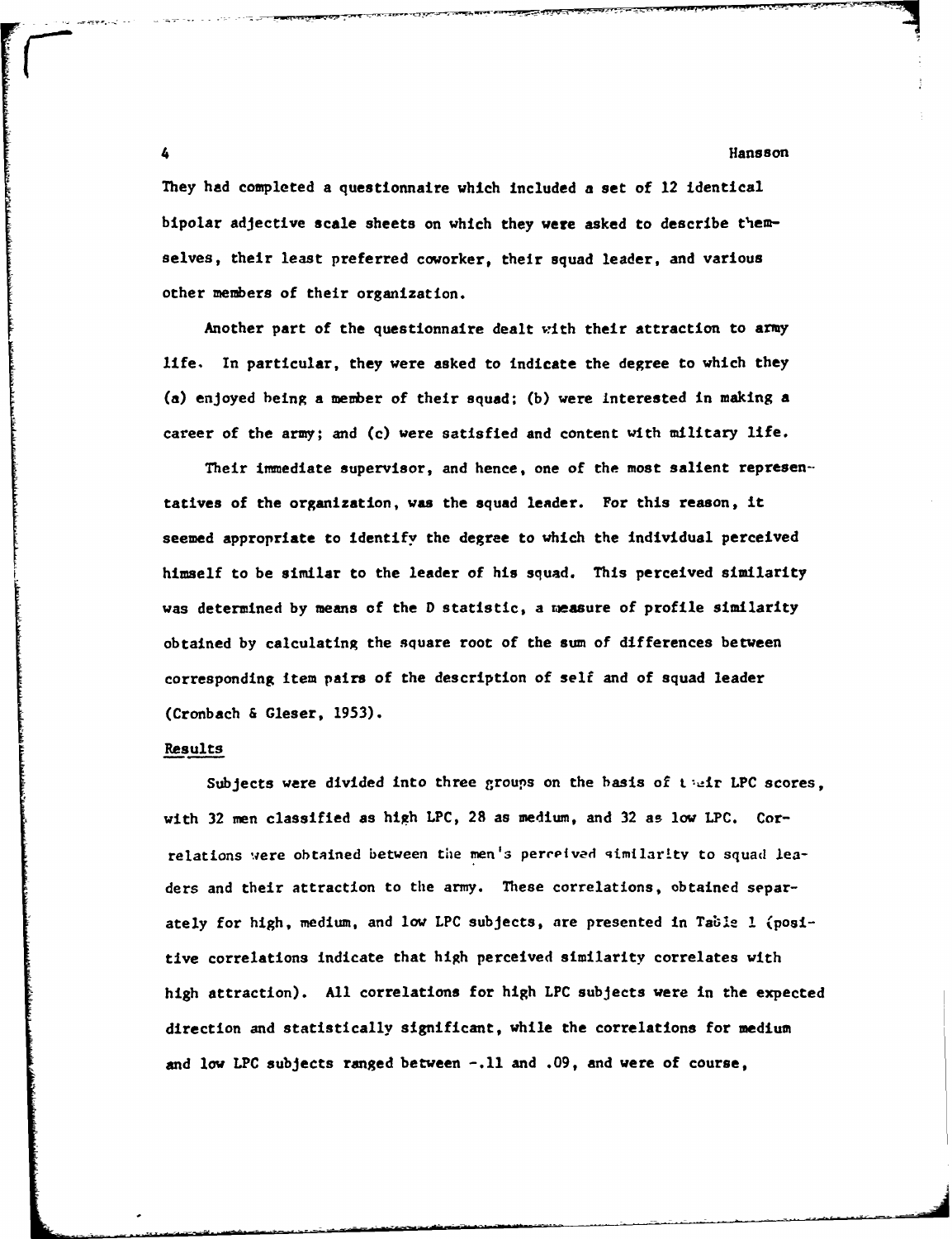They had completed a questionnaire which included a set of 12 identical bipolar adjective scale sheets on which they were asked to describe themselves, their least preferred coworker, their squad leader, and various other members of their organization.

Another part of the questionnaire dealt with their attraction to army life. In particular, they were asked to indicate the degree to which they (a) enjoyed being a member of their squad; (b) were interested in making a career of the army; and (c) were satisfied and content with military life.

Their immediate supervisor, and hence, one of the most salient representatives of the organization, was the squad leader. For this reason, it seemed appropriate to identify the degree to which the individual perceived himself to be similar to the leader of his squad. This perceived similarity was determined by means of the D statistic, a measure of profile similarity obtained by calculating the square root of the sum of differences between corresponding item pairs of the description of self and of squad leader (Cronbach & Gleser, 1953).

## Results

Subjects were divided into three groups on the basis of their LPC scores, with 32 men classified as high LPC, 28 as medium, and 32 as low LPC. Correlations were obtained between the men's perceived similarity to squad leaders and their attraction to the army. These correlations, obtained separately for high, medium, and low LPC subjects, are presented in Table 1 (positive correlations indicate that high perceived similarity correlates with high attraction). All correlations for high LPC subjects were in the expected direction and statistically significant, while the correlations for medium and low LPC subjects ranged between -.11 and .09, and were of course,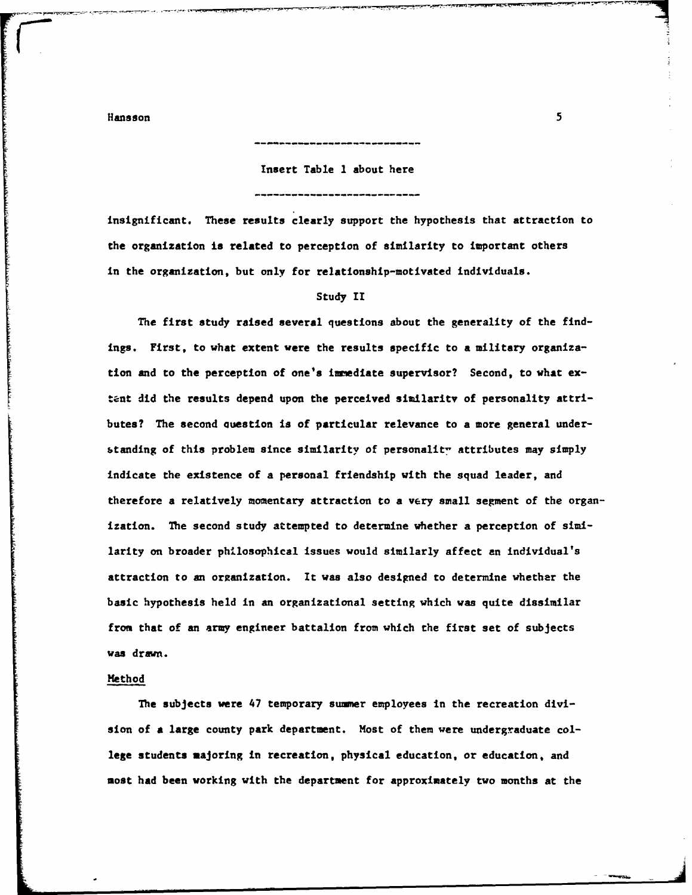---

Insert Table 1 about here

---

insignificant. These results clearly support the hypothesis that attraction to the organization is related to perception of similarity to important others in the organization, but only for relationship-motivated individuals.

## Study II

The first study raised several questions about the generality of the findings. First, to what extent were the results specific to a military organization and to the perception of one's immediate supervisor? Second, to what extent did the results depend upon the perceived similarity of personality attributes? The second question is of particular relevance to a more general understanding of this problem since similarity of personality attributes may simply indicate the existence of a personal friendship with the squad leader, and therefore a relatively momentary attraction to a very small segment of the organization. The second study attempted to determine whether a perception of similarity on broader philosophical issues would similarly affect an individual's attraction to an organization. It was also designed to determine whether the basic hypothesis held in an organizational setting which was quite dissimilar from that of an army engineer battalion from which the first set of subjects was drawn.

### Method

The subjects were 47 temporary summer employees in the recreation division of a large county park department. Most of them were undergraduate college students majoring in recreation, physical education, or education, and most had been working with the department for approximately two months at the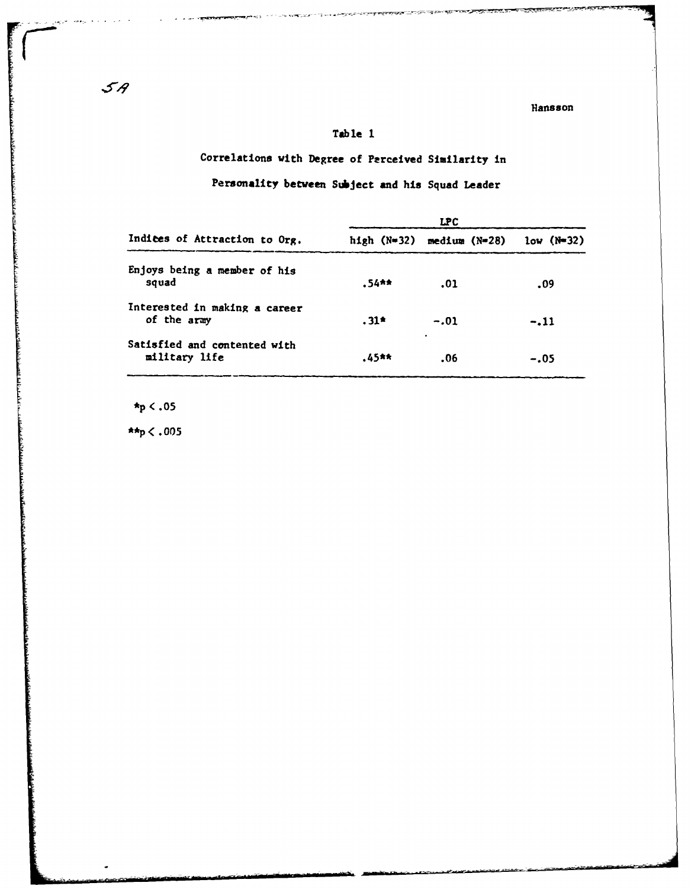## Table 1

Correlations with Degree of Perceived Similarity in Personality between Subject and his Squad Leader

| Indices of Attraction to Org. | LPC | | |
|---|---|---|---|
| | high (N=32) | medium (N=28) | low (N=32) |
| Enjoys being a member of his squad | .54** | .01 | .09 |
| Interested in making a career of the army | .31* | -.01 | -.11 |
| Satisfied and contented with military life | .45** | .06 | -.05 |

*$p < .05$

**$p < .005$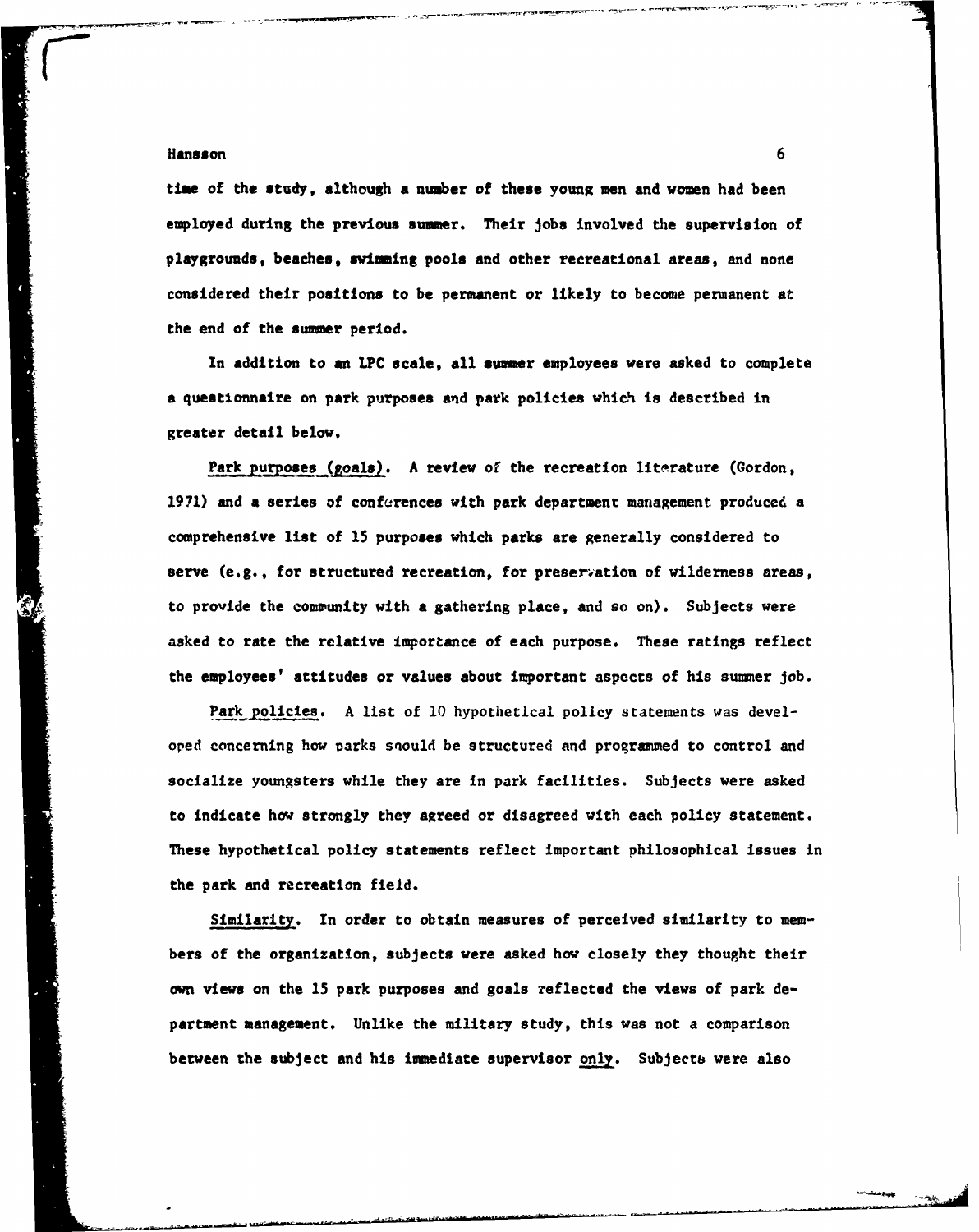time of the study, although a number of these young men and women had been employed during the previous summer. Their jobs involved the supervision of playgrounds, beaches, swimming pools and other recreational areas, and none considered their positions to be permanent or likely to become permanent at the end of the summer period.

In addition to an LPC scale, all summer employees were asked to complete a questionnaire on park purposes and park policies which is described in greater detail below.

Park purposes (goals). A review of the recreation literature (Gordon, 1971) and a series of conferences with park department management produced a comprehensive list of 15 purposes which parks are generally considered to serve (e.g., for structured recreation, for preservation of wilderness areas, to provide the community with a gathering place, and so on). Subjects were asked to rate the relative importance of each purpose. These ratings reflect the employees' attitudes or values about important aspects of his summer job.

Park policies. A list of 10 hypothetical policy statements was developed concerning how parks should be structured and programmed to control and socialize youngsters while they are in park facilities. Subjects were asked to indicate how strongly they agreed or disagreed with each policy statement. These hypothetical policy statements reflect important philosophical issues in the park and recreation field.

Similarity. In order to obtain measures of perceived similarity to members of the organization, subjects were asked how closely they thought their own views on the 15 park purposes and goals reflected the views of park department management. Unlike the military study, this was not a comparison between the subject and his immediate supervisor only. Subjects were also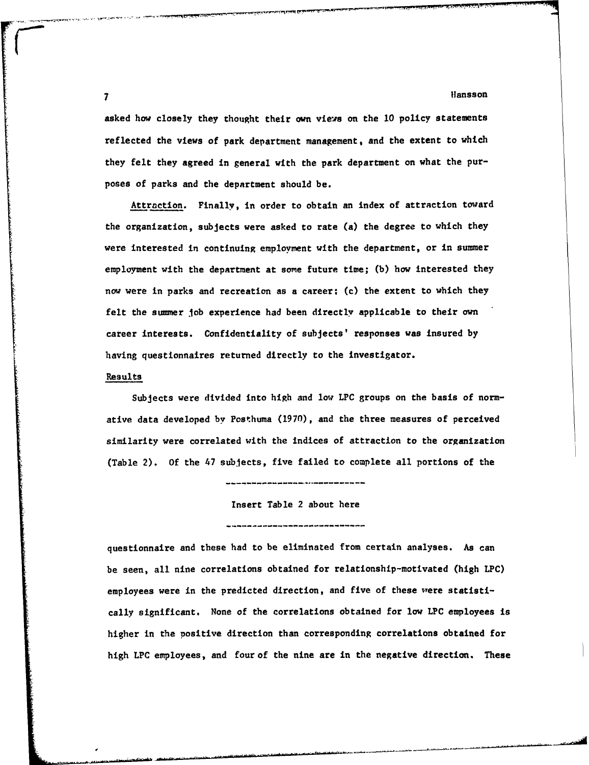asked how closely they thought their own views on the 10 policy statements reflected the views of park department management, and the extent to which they felt they agreed in general with the park department on what the purposes of parks and the department should be.

Attraction. Finally, in order to obtain an index of attraction toward the organization, subjects were asked to rate (a) the degree to which they were interested in continuing employment with the department, or in summer employment with the department at some future time; (b) how interested they now were in parks and recreation as a career; (c) the extent to which they felt the summer job experience had been directly applicable to their own career interests. Confidentiality of subjects' responses was insured by having questionnaires returned directly to the investigator.

## Results

Subjects were divided into high and low LPC groups on the basis of normative data developed by Posthuma (1970), and the three measures of perceived similarity were correlated with the indices of attraction to the organization (Table 2). Of the 47 subjects, five failed to complete all portions of the

---

Insert Table 2 about here

---

questionnaire and these had to be eliminated from certain analyses. As can be seen, all nine correlations obtained for relationship-motivated (high LPC) employees were in the predicted direction, and five of these were statistically significant. None of the correlations obtained for low LPC employees is higher in the positive direction than corresponding correlations obtained for high LPC employees, and four of the nine are in the negative direction. These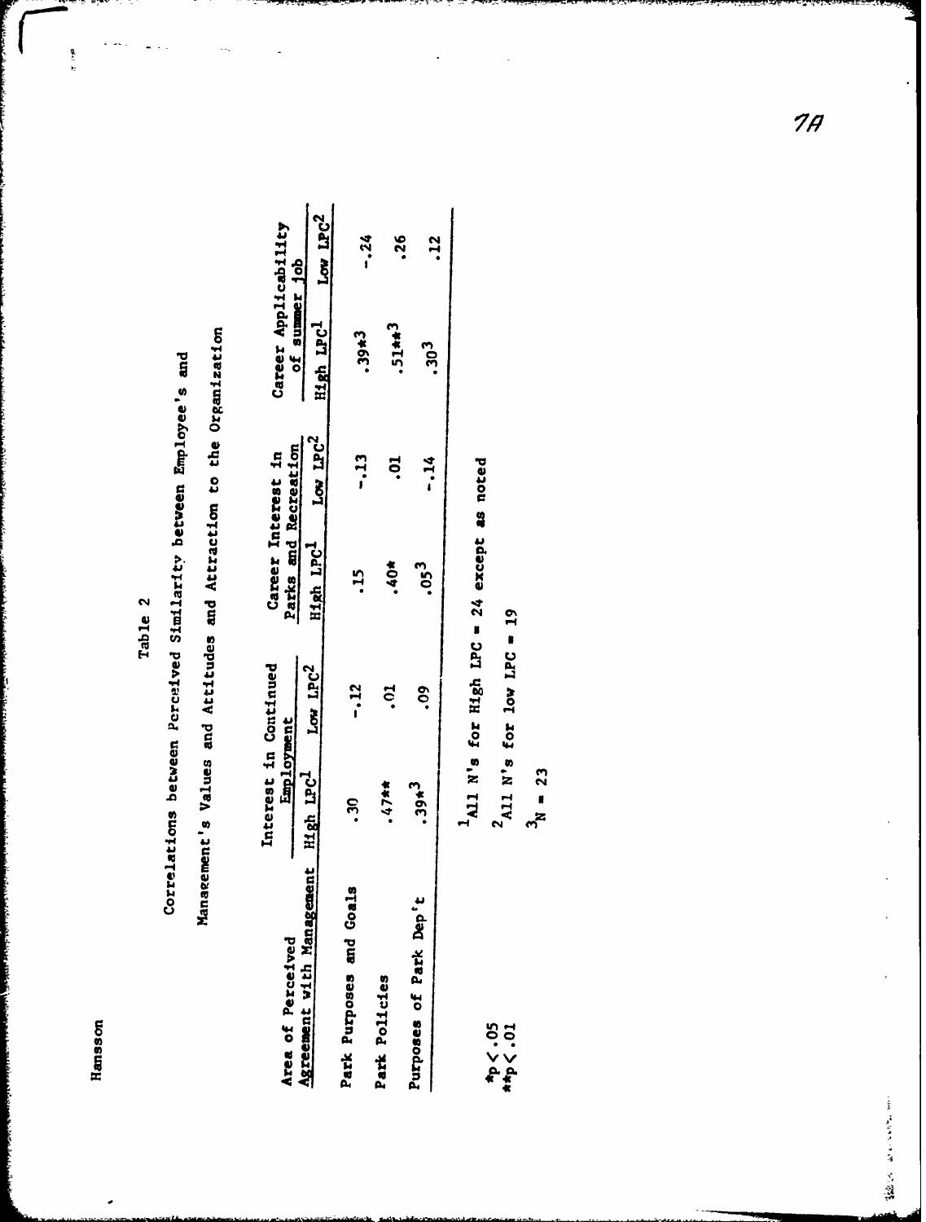Table 2

Correlations between Perceived Similarity between Employee's and Management's Values and Attitudes and Attraction to the Organization

| Area of Perceived Agreement with Management | Interest in Continued Employment | | Career Interest in Parks and Recreation | | Career Applicability of summer Job | |
|---|---|---|---|---|---|---|
| | High LPC[1] | Low LPC[2] | High LPC[1] | Low LPC[2] | High LPC[1] | Low LPC[2] |
| Park Purposes and Goals | .30 | -.12 | .15 | -.13 | .39*[3] | -.24 |
| Park Policies | .47** | .01 | .40* | .01 | .51**[3] | .26 |
| Purposes of Park Dep't | .39*[3] | .09 | .05[3] | -.14 | .30[3] | .12 |

[1] All N's for High LPC = 24 except as noted

[2] All N's for low LPC = 19

[3] N = 23

*p < .05

**p < .01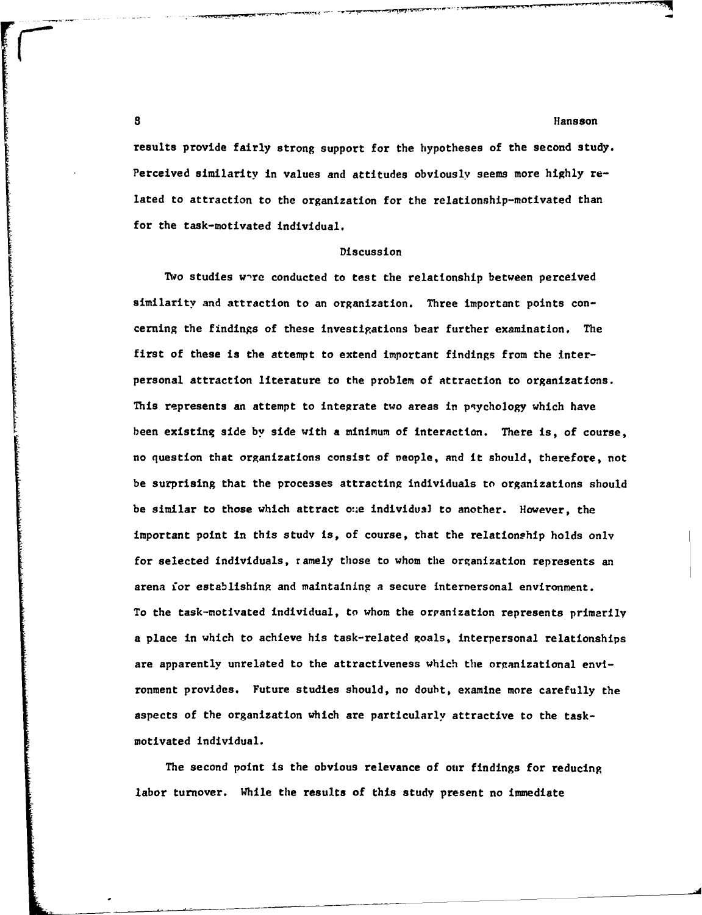results provide fairly strong support for the hypotheses of the second study. Perceived similarity in values and attitudes obviously seems more highly related to attraction to the organization for the relationship-motivated than for the task-motivated individual.

## Discussion

Two studies were conducted to test the relationship between perceived similarity and attraction to an organization. Three important points concerning the findings of these investigations bear further examination. The first of these is the attempt to extend important findings from the interpersonal attraction literature to the problem of attraction to organizations. This represents an attempt to integrate two areas in psychology which have been existing side by side with a minimum of interaction. There is, of course, no question that organizations consist of people, and it should, therefore, not be surprising that the processes attracting individuals to organizations should be similar to those which attract one individual to another. However, the important point in this study is, of course, that the relationship holds only for selected individuals, namely those to whom the organization represents an arena for establishing and maintaining a secure interpersonal environment. To the task-motivated individual, to whom the organization represents primarily a place in which to achieve his task-related goals, interpersonal relationships are apparently unrelated to the attractiveness which the organizational environment provides. Future studies should, no doubt, examine more carefully the aspects of the organization which are particularly attractive to the task-motivated individual.

The second point is the obvious relevance of our findings for reducing labor turnover. While the results of this study present no immediate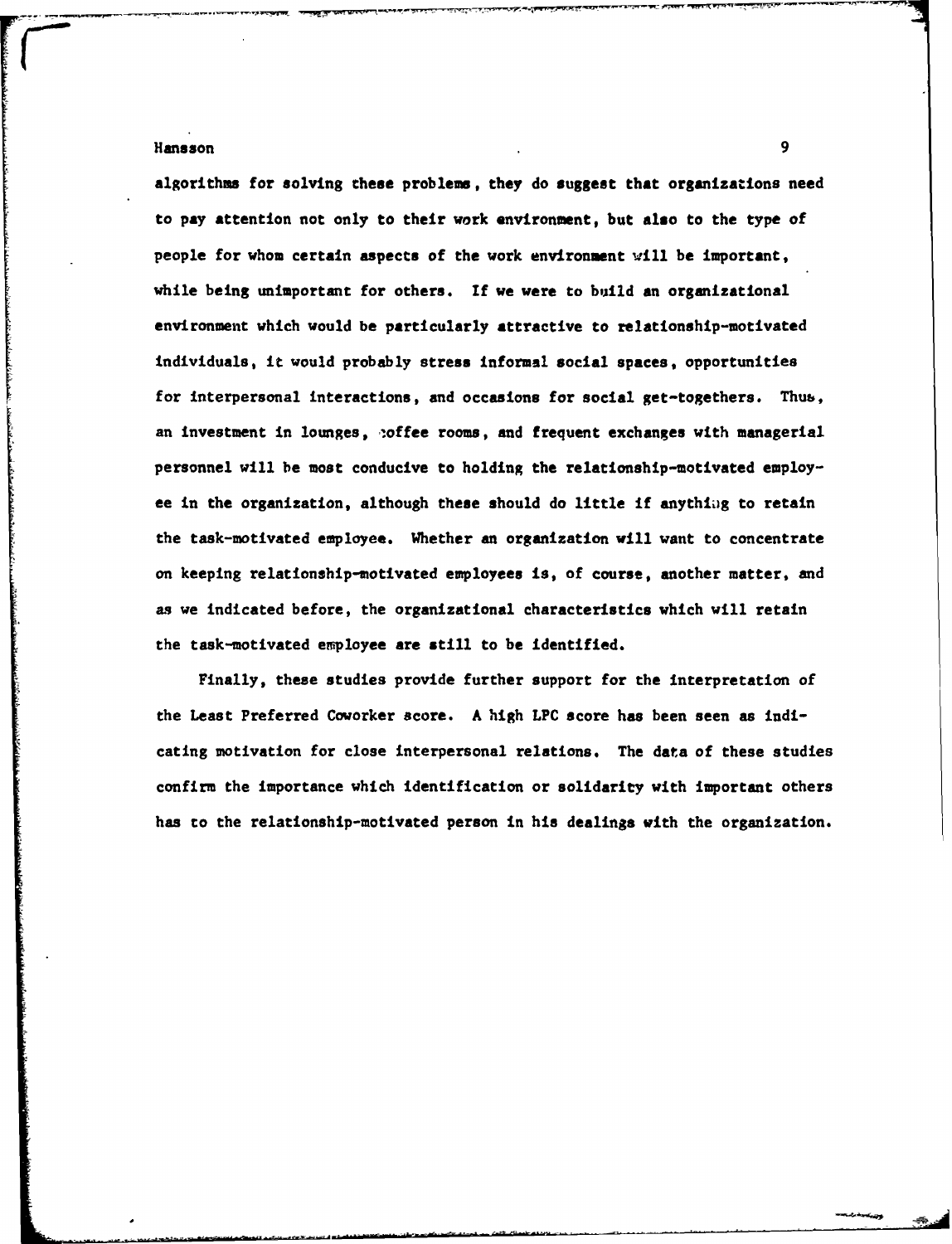algorithms for solving these problems, they do suggest that organizations need to pay attention not only to their work environment, but also to the type of people for whom certain aspects of the work environment will be important, while being unimportant for others. If we were to build an organizational environment which would be particularly attractive to relationship-motivated individuals, it would probably stress informal social spaces, opportunities for interpersonal interactions, and occasions for social get-togethers. Thus, an investment in lounges, coffee rooms, and frequent exchanges with managerial personnel will be most conducive to holding the relationship-motivated employee in the organization, although these should do little if anything to retain the task-motivated employee. Whether an organization will want to concentrate on keeping relationship-motivated employees is, of course, another matter, and as we indicated before, the organizational characteristics which will retain the task-motivated employee are still to be identified.

Finally, these studies provide further support for the interpretation of the Least Preferred Coworker score. A high LPC score has been seen as indicating motivation for close interpersonal relations. The data of these studies confirm the importance which identification or solidarity with important others has to the relationship-motivated person in his dealings with the organization.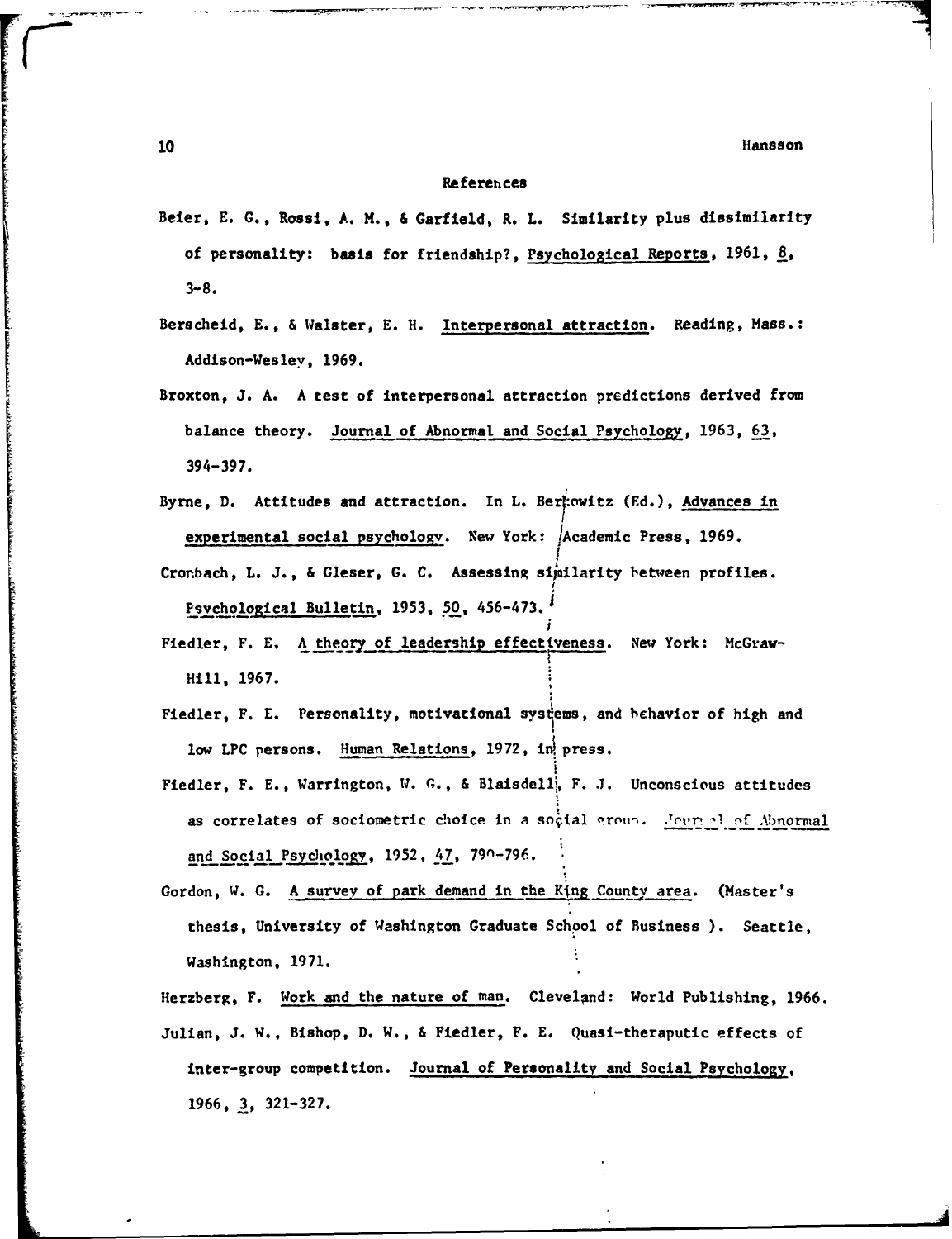## References

Beier, E. G., Rossi, A. M., & Garfield, R. L. Similarity plus dissimilarity of personality: basis for friendship?, Psychological Reports, 1961, 8, 3-8.

Berscheid, E., & Walster, E. H. Interpersonal attraction. Reading, Mass.: Addison-Wesley, 1969.

Broxton, J. A. A test of interpersonal attraction predictions derived from balance theory. Journal of Abnormal and Social Psychology, 1963, 63, 394-397.

Byrne, D. Attitudes and attraction. In L. Berkowitz (Ed.), Advances in experimental social psychology. New York: Academic Press, 1969.

Cronbach, L. J., & Gleser, G. C. Assessing similarity between profiles. Psychological Bulletin, 1953, 50, 456-473.

Fiedler, F. E. A theory of leadership effectiveness. New York: McGraw-Hill, 1967.

Fiedler, F. E. Personality, motivational systems, and behavior of high and low LPC persons. Human Relations, 1972, in press.

Fiedler, F. E., Warrington, W. G., & Blaisdell, F. J. Unconscious attitudes as correlates of sociometric choice in a social group. Journal of Abnormal and Social Psychology, 1952, 47, 790-796.

Gordon, W. G. A survey of park demand in the King County area. (Master's thesis, University of Washington Graduate School of Business ). Seattle, Washington, 1971.

Herzberg, F. Work and the nature of man. Cleveland: World Publishing, 1966.

Julian, J. W., Bishop, D. W., & Fiedler, F. E. Quasi-theraputic effects of inter-group competition. Journal of Personality and Social Psychology, 1966, 3, 321-327.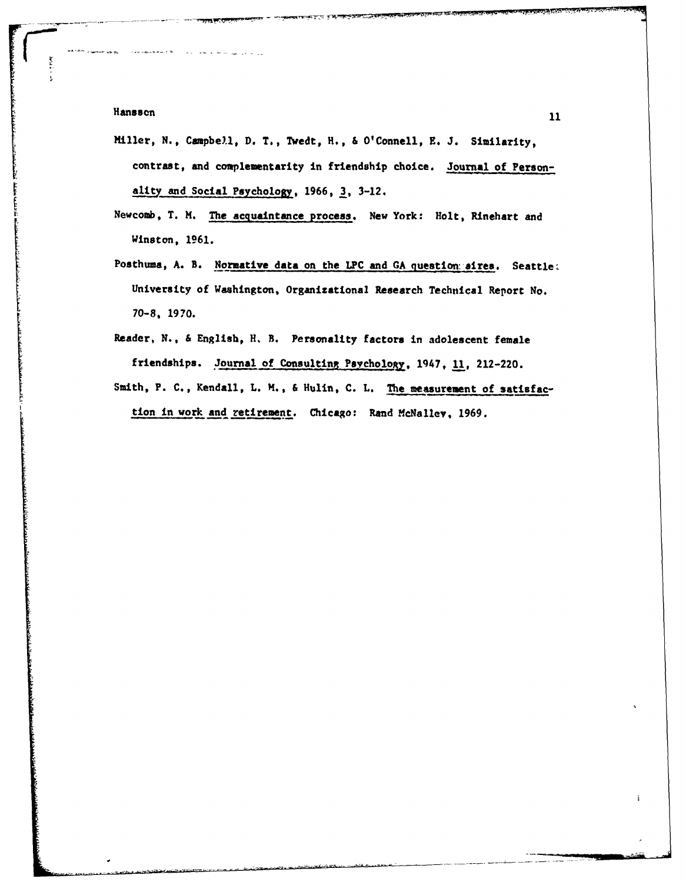Miller, N., Campbell, D. T., Twedt, H., & O'Connell, E. J. Similarity, contrast, and complementarity in friendship choice. Journal of Personality and Social Psychology, 1966, 3, 3-12.

Newcomb, T. M. The acquaintance process. New York: Holt, Rinehart and Winston, 1961.

Posthuma, A. B. Normative data on the LPC and GA questionnaires. Seattle: University of Washington, Organizational Research Technical Report No. 70-8, 1970.

Reader, N., & English, H. B. Personality factors in adolescent female friendships. Journal of Consulting Psychology, 1947, 11, 212-220.

Smith, P. C., Kendall, L. M., & Hulin, C. L. The measurement of satisfaction in work and retirement. Chicago: Rand McNalley, 1969.